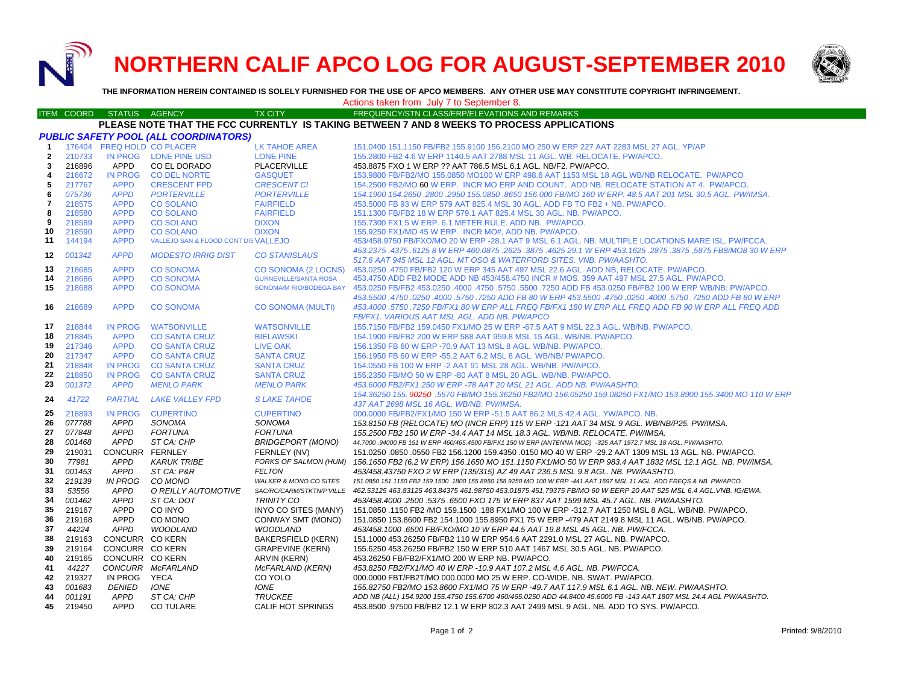# NORTHERN CALIF APCO LOG FOR AUGUST-SEPTEMBER 2010

**THE INFORMATION HEREIN CONTAINED IS SOLELY FURNISHED FOR THE USE OF APCO MEMBERS. ANY OTHER USE MAY CONSTITUTE COPYRIGHT INFRINGEMENT.**

Actions taken from July 7 to September 8.

**PLEASE NOTE THAT THE FCC CURRENTLY IS TAKING BETWEEN 7 AND 8 WEEKS TO PROCESS APPLICATIONS**

## PUBLIC SAFETY POOL (ALL COORDINATORS)

| ITEM | COORD | STATUS | AGENCY | TX CITY | FREQUENCY/STN CLASS/ERP/ELEVATIONS AND REMARKS |
|---|---|---|---|---|---|
| 1 | 176404 | FREQ HOLD | CO PLACER | LK TAHOE AREA | 151.0400 151.1150 FB/FB2 155.9100 156.2100 MO 250 W ERP 227 AAT 2283 MSL 27 AGL. YP/AP |
| 2 | 210733 | IN PROG | LONE PINE USD | LONE PINE | 155.2800 FB2 4.6 W ERP 1140.5 AAT 2788 MSL 11 AGL. WB. RELOCATE. PW/APCO. |
| 3 | 216896 | APPD | CO EL DORADO | PLACERVILLE | 453.8875 FXO 1 W ERP ?? AAT 786.5 MSL 6.1 AGL. NB/F2. PW/APCO. |
| 4 | 216672 | IN PROG | CO DEL NORTE | GASQUET | 153.9800 FB/FB2/MO 155.0850 MO100 W ERP 498.6 AAT 1153 MSL 18 AGL WB/NB RELOCATE. PW/APCO |
| 5 | 217767 | APPD | CRESCENT FPD | CRESCENT CI | 154.2500 FB2/MO 60 W ERP. INCR MO ERP AND COUNT. ADD NB. RELOCATE STATION AT 4. PW/APCO. |
| 6 | 075736 | APPD | PORTERVILLE | PORTERVILLE | 154.1900 154.2650 .2800 .2950 155.0850 .8650 156.000 FB/MO 160 W ERP. 48.5 AAT 201 MSL 30.5 AGL. PW/IMSA. |
| 7 | 218575 | APPD | CO SOLANO | FAIRFIELD | 453.5000 FB 93 W ERP 579 AAT 825.4 MSL 30 AGL. ADD FB TO FB2 + NB. PW/APCO. |
| 8 | 218580 | APPD | CO SOLANO | FAIRFIELD | 151.1300 FB/FB2 18 W ERP 579.1 AAT 825.4 MSL 30 AGL. NB. PW/APCO. |
| 9 | 218589 | APPD | CO SOLANO | DIXON | 155.7300 FX1 5 W ERP. 6.1 METER RULE. ADD NB. PW/APCO. |
| 10 | 218590 | APPD | CO SOLANO | DIXON | 155.9250 FX1/MO 45 W ERP. INCR MO#, ADD NB. PW/APCO. |
| 11 | 144194 | APPD | VALLEJO SAN & FLOOD CONT DIS | VALLEJO | 453/458.9750 FB/FXO/MO 20 W ERP -28.1 AAT 9 MSL 6.1 AGL. NB. MULTIPLE LOCATIONS MARE ISL. PW/FCCA. |
| 12 | 001342 | APPD | MODESTO IRRIG DIST | CO STANISLAUS | 453.2375 .4375 .6125 8 W ERP 460.0875 .2625 .3875 .4625 29.1 W ERP 453.1625 .2875 .3875 ,5875 FB8/MO8 30 W ERP 517.6 AAT 945 MSL 12 AGL. MT OSO & WATERFORD SITES. VNB. PW/AASHTO. |
| 13 | 218685 | APPD | CO SONOMA | CO SONOMA (2 LOCNS) | 453.0250 .4750 FB/FB2 120 W ERP 345 AAT 497 MSL 22.6 AGL. ADD NB, RELOCATE. PW/APCO. |
| 14 | 218686 | APPD | CO SONOMA | GURNEVILLE/SANTA ROSA | 453.4750 ADD FB2 MODE ADD NB 453/458.4750 INCR # MOS. 359 AAT 497 MSL 27.5 AGL. PW/APCO. |
| 15 | 218688 | APPD | CO SONOMA | SONOMA/M RIO/BODEGA BAY | 453.0250 FB/FB2 453.0250 .4000 .4750 .5750 .5500 .7250 ADD FB 453.0250 FB/FB2 100 W ERP WB/NB. PW/APCO. |
| 16 | 218689 | APPD | CO SONOMA | CO SONOMA (MULTI) | 453.5500 .4750 .0250 .4000 .5750 .7250 ADD FB 80 W ERP 453.5500 .4750 .0250 .4000 .5750 .7250 ADD FB 80 W ERP 453.4000 .5750 .7250 FB/FX1 80 W ERP ALL FREQ FB/FX1 180 W ERP ALL FREQ ADD FB 90 W ERP ALL FREQ ADD FB/FX1. VARIOUS AAT MSL AGL. ADD NB. PW/APCO |
| 17 | 218844 | IN PROG | WATSONVILLE | WATSONVILLE | 155.7150 FB/FB2 159.0450 FX1/MO 25 W ERP -67.5 AAT 9 MSL 22.3 AGL. WB/NB. PW/APCO. |
| 18 | 218845 | APPD | CO SANTA CRUZ | BIELAWSKI | 154.1900 FB/FB2 200 W ERP 588 AAT 959.8 MSL 15 AGL. WB/NB. PW/APCO. |
| 19 | 217346 | APPD | CO SANTA CRUZ | LIVE OAK | 156.1350 FB 60 W ERP -70.9 AAT 13 MSL 8 AGL. WB/NB. PW/APCO. |
| 20 | 217347 | APPD | CO SANTA CRUZ | SANTA CRUZ | 156.1950 FB 60 W ERP -55.2 AAT 6.2 MSL 8 AGL. WB/NB/ PW/APCO. |
| 21 | 218848 | IN PROG | CO SANTA CRUZ | SANTA CRUZ | 154.0550 FB 100 W ERP -2 AAT 91 MSL 28 AGL. WB/NB. PW/APCO. |
| 22 | 218850 | IN PROG | CO SANTA CRUZ | SANTA CRUZ | 155.2350 FB/MO 50 W ERP -80 AAT 8 MSL 20 AGL. WB/NB. PW/APCO. |
| 23 | 001372 | APPD | MENLO PARK | MENLO PARK | 453.6000 FB2/FX1 250 W ERP -78 AAT 20 MSL 21 AGL. ADD NB. PW/AASHTO. |
| 24 | 41722 | PARTIAL | LAKE VALLEY FPD | S LAKE TAHOE | 154.36250 155. 90250 .5570 FB/MO 155.36250 FB2/MO 156.05250 159.08250 FX1/MO 153.8900 155.3400 MO 110 W ERP 437 AAT 2698 MSL 16 AGL. WB/NB. PW/IMSA. |
| 25 | 218893 | IN PROG | CUPERTINO | CUPERTINO | 000.0000 FB/FB2/FX1/MO 150 W ERP -51.5 AAT 86.2 MLS 42.4 AGL. YW/APCO. NB. |
| 26 | 077788 | APPD | SONOMA | SONOMA | 153.8150 FB (RELOCATE) MO (INCR ERP) 115 W ERP -121 AAT 34 MSL 9 AGL. WB/NB/P25. PW/IMSA. |
| 27 | 077848 | APPD | FORTUNA | FORTUNA | 155.2500 FB2 150 W ERP -34.4 AAT 14 MSL 18.3 AGL. WB/NB. RELOCATE. PW/IMSA. |
| 28 | 001468 | APPD | ST CA: CHP | BRIDGEPORT (MONO) | 44.7000 .94000 FB 151 W ERP 460/465.4500 FB/FX1 150 W ERP (ANTENNA MOD) -325 AAT 1972.7 MSL 18 AGL. PW/AASHTO. |
| 29 | 219031 | CONCURR | FERNLEY | FERNLEY (NV) | 151.0250 .0850 .0550 FB2 156.1200 159.4350 .0150 MO 40 W ERP -29.2 AAT 1309 MSL 13 AGL. NB. PW/APCO. |
| 30 | 77981 | APPD | KARUK TRIBE | FORKS OF SALMON (HUM) | 156.1650 FB2 (6.2 W ERP) 156.1650 MO 151.1150 FX1/MO 50 W ERP 983.4 AAT 1832 MSL 12.1 AGL. NB. PW/IMSA. |
| 31 | 001453 | APPD | ST CA: P&R | FELTON | 453/458.43750 FXO 2 W ERP (135/315) AZ 49 AAT 236.5 MSL 9.8 AGL. NB. PW/AASHTO. |
| 32 | 219139 | IN PROG | CO MONO | WALKER & MONO CO SITES | 151.0850 151.1150 FB2 159.1500 .1800 155.8950 158.9250 MO 100 W ERP -441 AAT 1597 MSL 11 AGL. ADD FREQS & NB. PW/APCO. |
| 33 | 53556 | APPD | O REILLY AUTOMOTIVE | SAC/RC/CARM/STKTN/P'VILLE | 462.53125 463.83125 463.84375 461.98750 453.01875 451,79375 FB/MO 60 W EERP 20 AAT 525 MSL 6.4 AGL.VNB. IG/EWA. |
| 34 | 001462 | APPD | ST CA: DOT | TRINITY CO | 453/458.4000 .2500 .5375 .6500 FXO 175 W ERP 837 AAT 1599 MSL 45.7 AGL. NB. PW/AASHTO. |
| 35 | 219167 | APPD | CO INYO | INYO CO SITES (MANY) | 151.0850 .1150 FB2 /MO 159.1500 .188 FX1/MO 100 W ERP -312.7 AAT 1250 MSL 8 AGL. WB/NB. PW/APCO. |
| 36 | 219168 | APPD | CO MONO | CONWAY SMT (MONO) | 151.0850 153.8600 FB2 154.1000 155.8950 FX1 75 W ERP -479 AAT 2149.8 MSL 11 AGL. WB/NB. PW/APCO. |
| 37 | 44224 | APPD | WOODLAND | WOODLAND | 453/458.1000 .6500 FB/FXO/MO 10 W ERP 44.5 AAT 19.8 MSL 45 AGL. NB. PW/FCCA. |
| 38 | 219163 | CONCURR | CO KERN | BAKERSFIELD (KERN) | 151.1000 453.26250 FB/FB2 110 W ERP 954.6 AAT 2291.0 MSL 27 AGL. NB. PW/APCO. |
| 39 | 219164 | CONCURR | CO KERN | GRAPEVINE (KERN) | 155.6250 453.26250 FB/FB2 150 W ERP 510 AAT 1467 MSL 30.5 AGL. NB. PW/APCO. |
| 40 | 219165 | CONCURR | CO KERN | ARVIN (KERN) | 453.26250 FB/FB2/FX1/MO 200 W ERP NB. PW/APCO. |
| 41 | 44227 | CONCURR | McFARLAND | McFARLAND (KERN) | 453.8250 FB2/FX1/MO 40 W ERP -10.9 AAT 107.2 MSL 4.6 AGL. NB. PW/FCCA. |
| 42 | 219327 | IN PROG | YECA | CO YOLO | 000.0000 FBT/FB2T/MO 000.0000 MO 25 W ERP. CO-WIDE. NB. SWAT. PW/APCO. |
| 43 | 001683 | DENIED | IONE | IONE | 155.82750 FB2/MO 153.8600 FX1/MO 75 W ERP -49.7 AAT 117.9 MSL 6.1 AGL. NB. NEW. PW/AASHTO. |
| 44 | 001191 | APPD | ST CA: CHP | TRUCKEE | ADD NB (ALL) 154.9200 155.4750 155.6700 460/465.0250 ADD 44.8400 45.6000 FB -143 AAT 1807 MSL 24.4 AGL PW/AASHTO. |
| 45 | 219450 | APPD | CO TULARE | CALIF HOT SPRINGS | 453.8500 .97500 FB/FB2 12.1 W ERP 802.3 AAT 2499 MSL 9 AGL. NB. ADD TO SYS. PW/APCO. |

Printed: 9/8/2010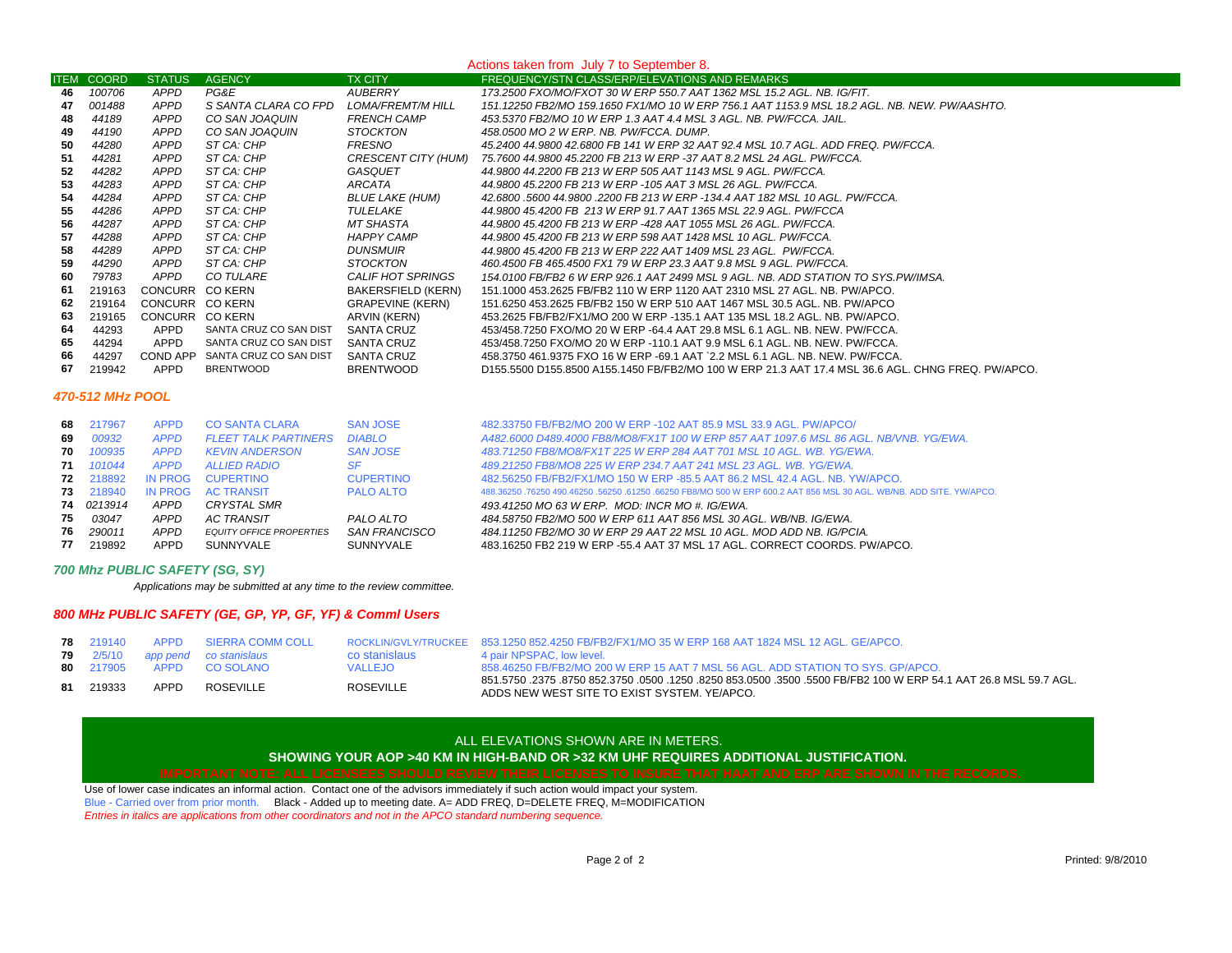Actions taken from July 7 to September 8.

| ITEM | COORD | STATUS | AGENCY | TX CITY | FREQUENCY/STN CLASS/ERP/ELEVATIONS AND REMARKS |
|---|---|---|---|---|---|
| 46 | 100706 | APPD | PG&E | AUBERRY | 173.2500 FXO/MO/FXOT 30 W ERP 550.7 AAT 1362 MSL 15.2 AGL. NB. IG/FIT. |
| 47 | 001488 | APPD | S SANTA CLARA CO FPD | LOMA/FREMT/M HILL | 151.12250 FB2/MO 159.1650 FX1/MO 10 W ERP 756.1 AAT 1153.9 MSL 18.2 AGL. NB. NEW. PW/AASHTO. |
| 48 | 44189 | APPD | CO SAN JOAQUIN | FRENCH CAMP | 453.5370 FB2/MO 10 W ERP 1.3 AAT 4.4 MSL 3 AGL. NB. PW/FCCA. JAIL. |
| 49 | 44190 | APPD | CO SAN JOAQUIN | STOCKTON | 458.0500 MO 2 W ERP. NB. PW/FCCA. DUMP. |
| 50 | 44280 | APPD | ST CA: CHP | FRESNO | 45.2400 44.9800 42.6800 FB 141 W ERP 32 AAT 92.4 MSL 10.7 AGL. ADD FREQ. PW/FCCA. |
| 51 | 44281 | APPD | ST CA: CHP | CRESCENT CITY (HUM) | 75.7600 44.9800 45.2200 FB 213 W ERP -37 AAT 8.2 MSL 24 AGL. PW/FCCA. |
| 52 | 44282 | APPD | ST CA: CHP | GASQUET | 44.9800 44.2200 FB 213 W ERP 505 AAT 1143 MSL 9 AGL. PW/FCCA. |
| 53 | 44283 | APPD | ST CA: CHP | ARCATA | 44.9800 45.2200 FB 213 W ERP -105 AAT 3 MSL 26 AGL. PW/FCCA. |
| 54 | 44284 | APPD | ST CA: CHP | BLUE LAKE (HUM) | 42.6800 .5600 44.9800 .2200 FB 213 W ERP -134.4 AAT 182 MSL 10 AGL. PW/FCCA. |
| 55 | 44286 | APPD | ST CA: CHP | TULELAKE | 44.9800 45.4200 FB 213 W ERP 91.7 AAT 1365 MSL 22.9 AGL. PW/FCCA |
| 56 | 44287 | APPD | ST CA: CHP | MT SHASTA | 44.9800 45.4200 FB 213 W ERP -428 AAT 1055 MSL 26 AGL. PW/FCCA. |
| 57 | 44288 | APPD | ST CA: CHP | HAPPY CAMP | 44.9800 45.4200 FB 213 W ERP 598 AAT 1428 MSL 10 AGL. PW/FCCA. |
| 58 | 44289 | APPD | ST CA: CHP | DUNSMUIR | 44.9800 45.4200 FB 213 W ERP 222 AAT 1409 MSL 23 AGL. PW/FCCA. |
| 59 | 44290 | APPD | ST CA: CHP | STOCKTON | 460.4500 FB 465.4500 FX1 79 W ERP 23.3 AAT 9.8 MSL 9 AGL. PW/FCCA. |
| 60 | 79783 | APPD | CO TULARE | CALIF HOT SPRINGS | 154.0100 FB/FB2 6 W ERP 926.1 AAT 2499 MSL 9 AGL. NB. ADD STATION TO SYS.PW/IMSA. |
| 61 | 219163 | CONCURR | CO KERN | BAKERSFIELD (KERN) | 151.1000 453.2625 FB/FB2 110 W ERP 1120 AAT 2310 MSL 27 AGL. NB. PW/APCO. |
| 62 | 219164 | CONCURR | CO KERN | GRAPEVINE (KERN) | 151.6250 453.2625 FB/FB2 150 W ERP 510 AAT 1467 MSL 30.5 AGL. NB. PW/APCO |
| 63 | 219165 | CONCURR | CO KERN | ARVIN (KERN) | 453.2625 FB/FB2/FX1/MO 200 W ERP -135.1 AAT 135 MSL 18.2 AGL. NB. PW/APCO. |
| 64 | 44293 | APPD | SANTA CRUZ CO SAN DIST | SANTA CRUZ | 453/458.7250 FXO/MO 20 W ERP -64.4 AAT 29.8 MSL 6.1 AGL. NB. NEW. PW/FCCA. |
| 65 | 44294 | APPD | SANTA CRUZ CO SAN DIST | SANTA CRUZ | 453/458.7250 FXO/MO 20 W ERP -110.1 AAT 9.9 MSL 6.1 AGL. NB. NEW. PW/FCCA. |
| 66 | 44297 | COND APP | SANTA CRUZ CO SAN DIST | SANTA CRUZ | 458.3750 461.9375 FXO 16 W ERP -69.1 AAT `2.2 MSL 6.1 AGL. NB. NEW. PW/FCCA. |
| 67 | 219942 | APPD | BRENTWOOD | BRENTWOOD | D155.5500 D155.8500 A155.1450 FB/FB2/MO 100 W ERP 21.3 AAT 17.4 MSL 36.6 AGL. CHNG FREQ. PW/APCO. |

## *470-512 MHz POOL*

| ITEM | COORD | STATUS | AGENCY | TX CITY | FREQUENCY/STN CLASS/ERP/ELEVATIONS AND REMARKS |
|---|---|---|---|---|---|
| 68 | 217967 | APPD | CO SANTA CLARA | SAN JOSE | 482.33750 FB/FB2/MO 200 W ERP -102 AAT 85.9 MSL 33.9 AGL. PW/APCO/ |
| 69 | 00932 | APPD | FLEET TALK PARTINERS | DIABLO | A482.6000 D489.4000 FB8/MO8/FX1T 100 W ERP 857 AAT 1097.6 MSL 86 AGL. NB/VNB. YG/EWA. |
| 70 | 100935 | APPD | KEVIN ANDERSON | SAN JOSE | 483.71250 FB8/MO8/FX1T 225 W ERP 284 AAT 701 MSL 10 AGL. WB. YG/EWA. |
| 71 | 101044 | APPD | ALLIED RADIO | SF | 489.21250 FB8/MO8 225 W ERP 234.7 AAT 241 MSL 23 AGL. WB. YG/EWA. |
| 72 | 218892 | IN PROG | CUPERTINO | CUPERTINO | 482.56250 FB/FB2/FX1/MO 150 W ERP -85.5 AAT 86.2 MSL 42.4 AGL. NB. YW/APCO. |
| 73 | 218940 | IN PROG | AC TRANSIT | PALO ALTO | 488.36250 .76250 490.46250 .56250 .61250 .66250 FB8/MO 500 W ERP 600.2 AAT 856 MSL 30 AGL. WB/NB. ADD SITE. YW/APCO. |
| 74 | 0213914 | APPD | CRYSTAL SMR | | 493.41250 MO 63 W ERP. MOD: INCR MO #. IG/EWA. |
| 75 | 03047 | APPD | AC TRANSIT | PALO ALTO | 484.58750 FB2/MO 500 W ERP 611 AAT 856 MSL 30 AGL. WB/NB. IG/EWA. |
| 76 | 290011 | APPD | EQUITY OFFICE PROPERTIES | SAN FRANCISCO | 484.11250 FB2/MO 30 W ERP 29 AAT 22 MSL 10 AGL. MOD ADD NB. IG/PCIA. |
| 77 | 219892 | APPD | SUNNYVALE | SUNNYVALE | 483.16250 FB2 219 W ERP -55.4 AAT 37 MSL 17 AGL. CORRECT COORDS. PW/APCO. |

## *700 Mhz PUBLIC SAFETY (SG, SY)*

*Applications may be submitted at any time to the review committee.*

## *800 MHz PUBLIC SAFETY (GE, GP, YP, GF, YF) & Comml Users*

| ITEM | COORD | STATUS | AGENCY | TX CITY | FREQUENCY/STN CLASS/ERP/ELEVATIONS AND REMARKS |
|---|---|---|---|---|---|
| 78 | 219140 | APPD | SIERRA COMM COLL | ROCKLIN/GVLY/TRUCKEE | 853.1250 852.4250 FB/FB2/FX1/MO 35 W ERP 168 AAT 1824 MSL 12 AGL. GE/APCO. |
| 79 | 2/5/10 | app pend | co stanislaus | co stanislaus | 4 pair NPSPAC, low level. |
| 80 | 217905 | APPD | CO SOLANO | VALLEJO | 858.46250 FB/FB2/MO 200 W ERP 15 AAT 7 MSL 56 AGL. ADD STATION TO SYS. GP/APCO. |
| 81 | 219333 | APPD | ROSEVILLE | ROSEVILLE | 851.5750 .2375 .8750 852.3750 .0500 .1250 .8250 853.0500 .3500 .5500 FB/FB2 100 W ERP 54.1 AAT 26.8 MSL 59.7 AGL. ADDS NEW WEST SITE TO EXIST SYSTEM. YE/APCO. |

ALL ELEVATIONS SHOWN ARE IN METERS.

**SHOWING YOUR AOP >40 KM IN HIGH-BAND OR >32 KM UHF REQUIRES ADDITIONAL JUSTIFICATION.**

**IMPORTANT NOTE: ALL LICENSEES SHOULD REVIEW THEIR LICENSES TO INSURE THAT HAAT AND ERP ARE SHOWN IN THE RECORDS.**

Use of lower case indicates an informal action. Contact one of the advisors immediately if such action would impact your system.

Blue - Carried over from prior month. Black - Added up to meeting date. A= ADD FREQ, D=DELETE FREQ, M=MODIFICATION

*Entries in italics are applications from other coordinators and not in the APCO standard numbering sequence.*

Printed: 9/8/2010